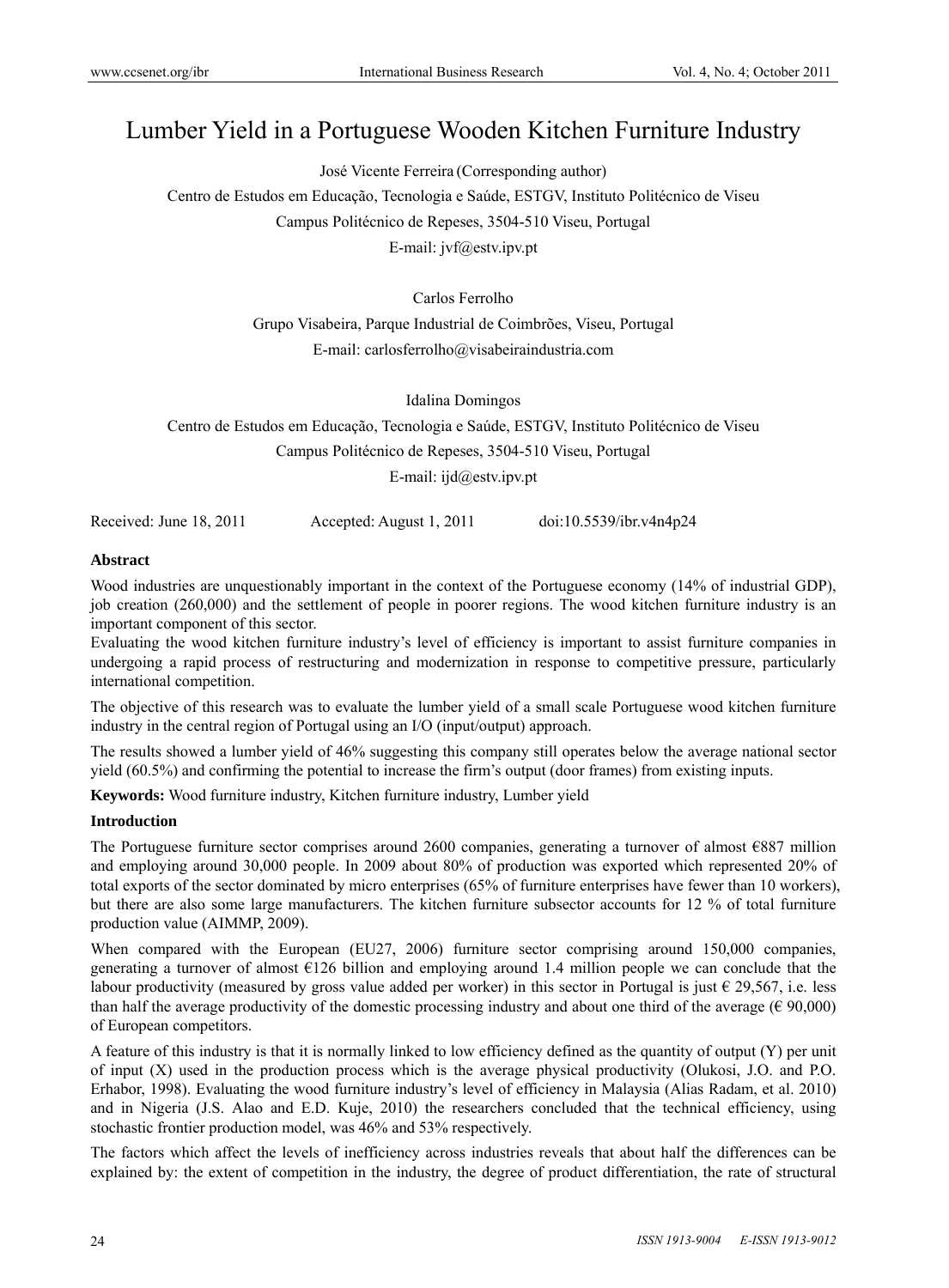# Lumber Yield in a Portuguese Wooden Kitchen Furniture Industry

José Vicente Ferreira (Corresponding author)

Centro de Estudos em Educação, Tecnologia e Saúde, ESTGV, Instituto Politécnico de Viseu

Campus Politécnico de Repeses, 3504-510 Viseu, Portugal

E-mail: jvf@estv.ipv.pt

Carlos Ferrolho

Grupo Visabeira, Parque Industrial de Coimbrões, Viseu, Portugal

E-mail: carlosferrolho@visabeiraindustria.com

Idalina Domingos

Centro de Estudos em Educação, Tecnologia e Saúde, ESTGV, Instituto Politécnico de Viseu

Campus Politécnico de Repeses, 3504-510 Viseu, Portugal

E-mail: ijd@estv.ipv.pt

Received: June 18, 2011 Accepted: August 1, 2011 doi:10.5539/ibr.v4n4p24

**Abstract**

Wood industries are unquestionably important in the context of the Portuguese economy (14% of industrial GDP), job creation (260,000) and the settlement of people in poorer regions. The wood kitchen furniture industry is an important component of this sector.

Evaluating the wood kitchen furniture industry's level of efficiency is important to assist furniture companies in undergoing a rapid process of restructuring and modernization in response to competitive pressure, particularly international competition.

The objective of this research was to evaluate the lumber yield of a small scale Portuguese wood kitchen furniture industry in the central region of Portugal using an I/O (input/output) approach.

The results showed a lumber yield of 46% suggesting this company still operates below the average national sector yield (60.5%) and confirming the potential to increase the firm's output (door frames) from existing inputs.

**Keywords:** Wood furniture industry, Kitchen furniture industry, Lumber yield

**Introduction**

The Portuguese furniture sector comprises around 2600 companies, generating a turnover of almost €887 million and employing around 30,000 people. In 2009 about 80% of production was exported which represented 20% of total exports of the sector dominated by micro enterprises (65% of furniture enterprises have fewer than 10 workers), but there are also some large manufacturers. The kitchen furniture subsector accounts for 12 % of total furniture production value (AIMMP, 2009).

When compared with the European (EU27, 2006) furniture sector comprising around 150,000 companies, generating a turnover of almost €126 billion and employing around 1.4 million people we can conclude that the labour productivity (measured by gross value added per worker) in this sector in Portugal is just € 29,567, i.e. less than half the average productivity of the domestic processing industry and about one third of the average (€ 90,000) of European competitors.

A feature of this industry is that it is normally linked to low efficiency defined as the quantity of output (Y) per unit of input (X) used in the production process which is the average physical productivity (Olukosi, J.O. and P.O. Erhabor, 1998). Evaluating the wood furniture industry's level of efficiency in Malaysia (Alias Radam, et al. 2010) and in Nigeria (J.S. Alao and E.D. Kuje, 2010) the researchers concluded that the technical efficiency, using stochastic frontier production model, was 46% and 53% respectively.

The factors which affect the levels of inefficiency across industries reveals that about half the differences can be explained by: the extent of competition in the industry, the degree of product differentiation, the rate of structural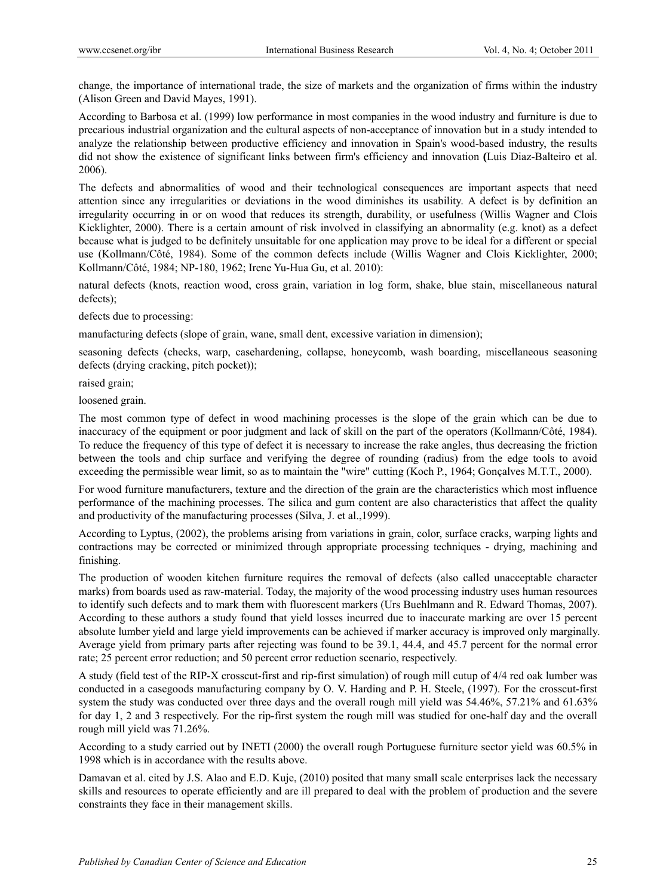change, the importance of international trade, the size of markets and the organization of firms within the industry (Alison Green and David Mayes, 1991).

According to Barbosa et al. (1999) low performance in most companies in the wood industry and furniture is due to precarious industrial organization and the cultural aspects of non-acceptance of innovation but in a study intended to analyze the relationship between productive efficiency and innovation in Spain's wood-based industry, the results did not show the existence of significant links between firm's efficiency and innovation **(**Luis Diaz-Balteiro et al. 2006).

The defects and abnormalities of wood and their technological consequences are important aspects that need attention since any irregularities or deviations in the wood diminishes its usability. A defect is by definition an irregularity occurring in or on wood that reduces its strength, durability, or usefulness (Willis Wagner and Clois Kicklighter, 2000). There is a certain amount of risk involved in classifying an abnormality (e.g. knot) as a defect because what is judged to be definitely unsuitable for one application may prove to be ideal for a different or special use (Kollmann/Côté, 1984). Some of the common defects include (Willis Wagner and Clois Kicklighter, 2000; Kollmann/Côté, 1984; NP-180, 1962; Irene Yu-Hua Gu, et al. 2010):

natural defects (knots, reaction wood, cross grain, variation in log form, shake, blue stain, miscellaneous natural defects);

defects due to processing:

manufacturing defects (slope of grain, wane, small dent, excessive variation in dimension);

seasoning defects (checks, warp, casehardening, collapse, honeycomb, wash boarding, miscellaneous seasoning defects (drying cracking, pitch pocket));

raised grain;

loosened grain.

The most common type of defect in wood machining processes is the slope of the grain which can be due to inaccuracy of the equipment or poor judgment and lack of skill on the part of the operators (Kollmann/Côté, 1984). To reduce the frequency of this type of defect it is necessary to increase the rake angles, thus decreasing the friction between the tools and chip surface and verifying the degree of rounding (radius) from the edge tools to avoid exceeding the permissible wear limit, so as to maintain the "wire" cutting (Koch P., 1964; Gonçalves M.T.T., 2000).

For wood furniture manufacturers, texture and the direction of the grain are the characteristics which most influence performance of the machining processes. The silica and gum content are also characteristics that affect the quality and productivity of the manufacturing processes (Silva, J. et al.,1999).

According to Lyptus, (2002), the problems arising from variations in grain, color, surface cracks, warping lights and contractions may be corrected or minimized through appropriate processing techniques - drying, machining and finishing.

The production of wooden kitchen furniture requires the removal of defects (also called unacceptable character marks) from boards used as raw-material. Today, the majority of the wood processing industry uses human resources to identify such defects and to mark them with fluorescent markers (Urs Buehlmann and R. Edward Thomas, 2007). According to these authors a study found that yield losses incurred due to inaccurate marking are over 15 percent absolute lumber yield and large yield improvements can be achieved if marker accuracy is improved only marginally. Average yield from primary parts after rejecting was found to be 39.1, 44.4, and 45.7 percent for the normal error rate; 25 percent error reduction; and 50 percent error reduction scenario, respectively.

A study (field test of the RIP-X crosscut-first and rip-first simulation) of rough mill cutup of 4/4 red oak lumber was conducted in a casegoods manufacturing company by O. V. Harding and P. H. Steele, (1997). For the crosscut-first system the study was conducted over three days and the overall rough mill yield was 54.46%, 57.21% and 61.63% for day 1, 2 and 3 respectively. For the rip-first system the rough mill was studied for one-half day and the overall rough mill yield was 71.26%.

According to a study carried out by INETI (2000) the overall rough Portuguese furniture sector yield was 60.5% in 1998 which is in accordance with the results above.

Damavan et al. cited by J.S. Alao and E.D. Kuje, (2010) posited that many small scale enterprises lack the necessary skills and resources to operate efficiently and are ill prepared to deal with the problem of production and the severe constraints they face in their management skills.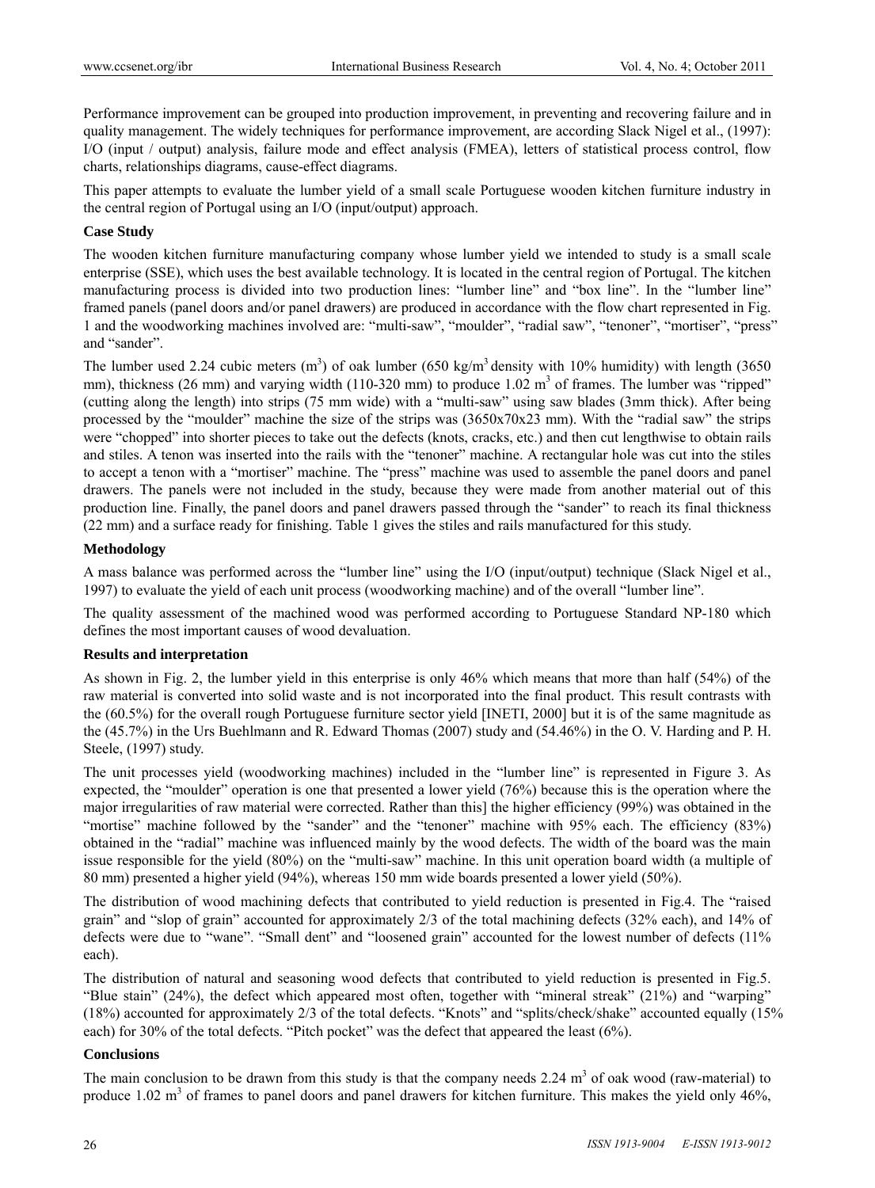Performance improvement can be grouped into production improvement, in preventing and recovering failure and in quality management. The widely techniques for performance improvement, are according Slack Nigel et al., (1997): I/O (input / output) analysis, failure mode and effect analysis (FMEA), letters of statistical process control, flow charts, relationships diagrams, cause-effect diagrams.

This paper attempts to evaluate the lumber yield of a small scale Portuguese wooden kitchen furniture industry in the central region of Portugal using an I/O (input/output) approach.

### Case Study

The wooden kitchen furniture manufacturing company whose lumber yield we intended to study is a small scale enterprise (SSE), which uses the best available technology. It is located in the central region of Portugal. The kitchen manufacturing process is divided into two production lines: "lumber line" and "box line". In the "lumber line" framed panels (panel doors and/or panel drawers) are produced in accordance with the flow chart represented in Fig. 1 and the woodworking machines involved are: "multi-saw", "moulder", "radial saw", "tenoner", "mortiser", "press" and "sander".

The lumber used 2.24 cubic meters ($m^3$) of oak lumber (650 $kg/m^3$ density with 10% humidity) with length (3650 mm), thickness (26 mm) and varying width (110-320 mm) to produce 1.02 $m^3$ of frames. The lumber was "ripped" (cutting along the length) into strips (75 mm wide) with a "multi-saw" using saw blades (3mm thick). After being processed by the "moulder" machine the size of the strips was (3650x70x23 mm). With the "radial saw" the strips were "chopped" into shorter pieces to take out the defects (knots, cracks, etc.) and then cut lengthwise to obtain rails and stiles. A tenon was inserted into the rails with the "tenoner" machine. A rectangular hole was cut into the stiles to accept a tenon with a "mortiser" machine. The "press" machine was used to assemble the panel doors and panel drawers. The panels were not included in the study, because they were made from another material out of this production line. Finally, the panel doors and panel drawers passed through the "sander" to reach its final thickness (22 mm) and a surface ready for finishing. Table 1 gives the stiles and rails manufactured for this study.

### Methodology

A mass balance was performed across the "lumber line" using the I/O (input/output) technique (Slack Nigel et al., 1997) to evaluate the yield of each unit process (woodworking machine) and of the overall "lumber line".

The quality assessment of the machined wood was performed according to Portuguese Standard NP-180 which defines the most important causes of wood devaluation.

### Results and interpretation

As shown in Fig. 2, the lumber yield in this enterprise is only 46% which means that more than half (54%) of the raw material is converted into solid waste and is not incorporated into the final product. This result contrasts with the (60.5%) for the overall rough Portuguese furniture sector yield [INETI, 2000] but it is of the same magnitude as the (45.7%) in the Urs Buehlmann and R. Edward Thomas (2007) study and (54.46%) in the O. V. Harding and P. H. Steele, (1997) study.

The unit processes yield (woodworking machines) included in the "lumber line" is represented in Figure 3. As expected, the "moulder" operation is one that presented a lower yield (76%) because this is the operation where the major irregularities of raw material were corrected. Rather than this] the higher efficiency (99%) was obtained in the "mortise" machine followed by the "sander" and the "tenoner" machine with 95% each. The efficiency (83%) obtained in the "radial" machine was influenced mainly by the wood defects. The width of the board was the main issue responsible for the yield (80%) on the "multi-saw" machine. In this unit operation board width (a multiple of 80 mm) presented a higher yield (94%), whereas 150 mm wide boards presented a lower yield (50%).

The distribution of wood machining defects that contributed to yield reduction is presented in Fig.4. The "raised grain" and "slop of grain" accounted for approximately 2/3 of the total machining defects (32% each), and 14% of defects were due to "wane". "Small dent" and "loosened grain" accounted for the lowest number of defects (11% each).

The distribution of natural and seasoning wood defects that contributed to yield reduction is presented in Fig.5. "Blue stain" (24%), the defect which appeared most often, together with "mineral streak" (21%) and "warping" (18%) accounted for approximately 2/3 of the total defects. "Knots" and "splits/check/shake" accounted equally (15% each) for 30% of the total defects. "Pitch pocket" was the defect that appeared the least (6%).

### Conclusions

The main conclusion to be drawn from this study is that the company needs 2.24 $m^3$ of oak wood (raw-material) to produce 1.02 $m^3$ of frames to panel doors and panel drawers for kitchen furniture. This makes the yield only 46%,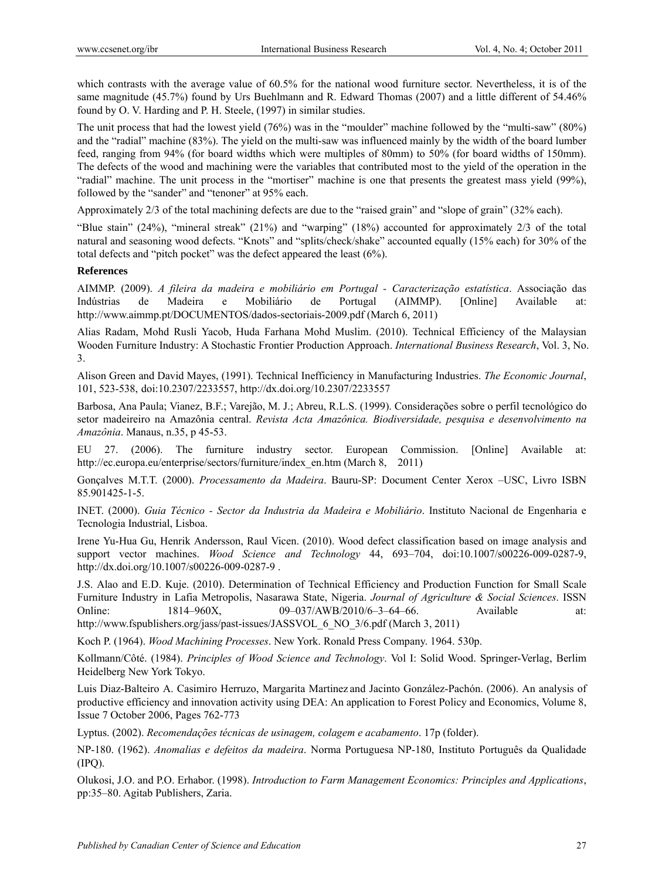which contrasts with the average value of 60.5% for the national wood furniture sector. Nevertheless, it is of the same magnitude (45.7%) found by Urs Buehlmann and R. Edward Thomas (2007) and a little different of 54.46% found by O. V. Harding and P. H. Steele, (1997) in similar studies.

The unit process that had the lowest yield (76%) was in the "moulder" machine followed by the "multi-saw" (80%) and the "radial" machine (83%). The yield on the multi-saw was influenced mainly by the width of the board lumber feed, ranging from 94% (for board widths which were multiples of 80mm) to 50% (for board widths of 150mm). The defects of the wood and machining were the variables that contributed most to the yield of the operation in the "radial" machine. The unit process in the "mortiser" machine is one that presents the greatest mass yield (99%), followed by the "sander" and "tenoner" at 95% each.

Approximately 2/3 of the total machining defects are due to the "raised grain" and "slope of grain" (32% each).

"Blue stain" (24%), "mineral streak" (21%) and "warping" (18%) accounted for approximately 2/3 of the total natural and seasoning wood defects. "Knots" and "splits/check/shake" accounted equally (15% each) for 30% of the total defects and "pitch pocket" was the defect appeared the least (6%).

**References**

AIMMP. (2009). *A fileira da madeira e mobiliário em Portugal - Caracterização estatística*. Associação das Indústrias de Madeira e Mobiliário de Portugal (AIMMP). [Online] Available at: http://www.aimmp.pt/DOCUMENTOS/dados-sectoriais-2009.pdf (March 6, 2011)

Alias Radam, Mohd Rusli Yacob, Huda Farhana Mohd Muslim. (2010). Technical Efficiency of the Malaysian Wooden Furniture Industry: A Stochastic Frontier Production Approach. *International Business Research*, Vol. 3, No. 3.

Alison Green and David Mayes, (1991). Technical Inefficiency in Manufacturing Industries. *The Economic Journal*, 101, 523-538, doi:10.2307/2233557, http://dx.doi.org/10.2307/2233557

Barbosa, Ana Paula; Vianez, B.F.; Varejão, M. J.; Abreu, R.L.S. (1999). Considerações sobre o perfil tecnológico do setor madeireiro na Amazônia central. *Revista Acta Amazônica. Biodiversidade, pesquisa e desenvolvimento na Amazônia*. Manaus, n.35, p 45-53.

EU 27. (2006). The furniture industry sector. European Commission. [Online] Available at: http://ec.europa.eu/enterprise/sectors/furniture/index_en.htm (March 8, 2011)

Gonçalves M.T.T. (2000). *Processamento da Madeira*. Bauru-SP: Document Center Xerox –USC, Livro ISBN 85.901425-1-5.

INET. (2000). *Guia Técnico - Sector da Industria da Madeira e Mobiliário*. Instituto Nacional de Engenharia e Tecnologia Industrial, Lisboa.

Irene Yu-Hua Gu, Henrik Andersson, Raul Vicen. (2010). Wood defect classification based on image analysis and support vector machines. *Wood Science and Technology* 44, 693–704, doi:10.1007/s00226-009-0287-9, http://dx.doi.org/10.1007/s00226-009-0287-9 .

J.S. Alao and E.D. Kuje. (2010). Determination of Technical Efficiency and Production Function for Small Scale Furniture Industry in Lafia Metropolis, Nasarawa State, Nigeria. *Journal of Agriculture & Social Sciences*. ISSN Online: 1814–960X, 09–037/AWB/2010/6–3–64–66. Available at: http://www.fspublishers.org/jass/past-issues/JASSVOL_6_NO_3/6.pdf (March 3, 2011)

Koch P. (1964). *Wood Machining Processes*. New York. Ronald Press Company. 1964. 530p.

Kollmann/Côté. (1984). *Principles of Wood Science and Technology*. Vol I: Solid Wood. Springer-Verlag, Berlim Heidelberg New York Tokyo.

Luis Diaz-Balteiro A. Casimiro Herruzo, Margarita Martinez and Jacinto González-Pachón. (2006). An analysis of productive efficiency and innovation activity using DEA: An application to Forest Policy and Economics, Volume 8, Issue 7 October 2006, Pages 762-773

Lyptus. (2002). *Recomendações técnicas de usinagem, colagem e acabamento*. 17p (folder).

NP-180. (1962). *Anomalias e defeitos da madeira*. Norma Portuguesa NP-180, Instituto Português da Qualidade (IPQ).

Olukosi, J.O. and P.O. Erhabor. (1998). *Introduction to Farm Management Economics: Principles and Applications*, pp:35–80. Agitab Publishers, Zaria.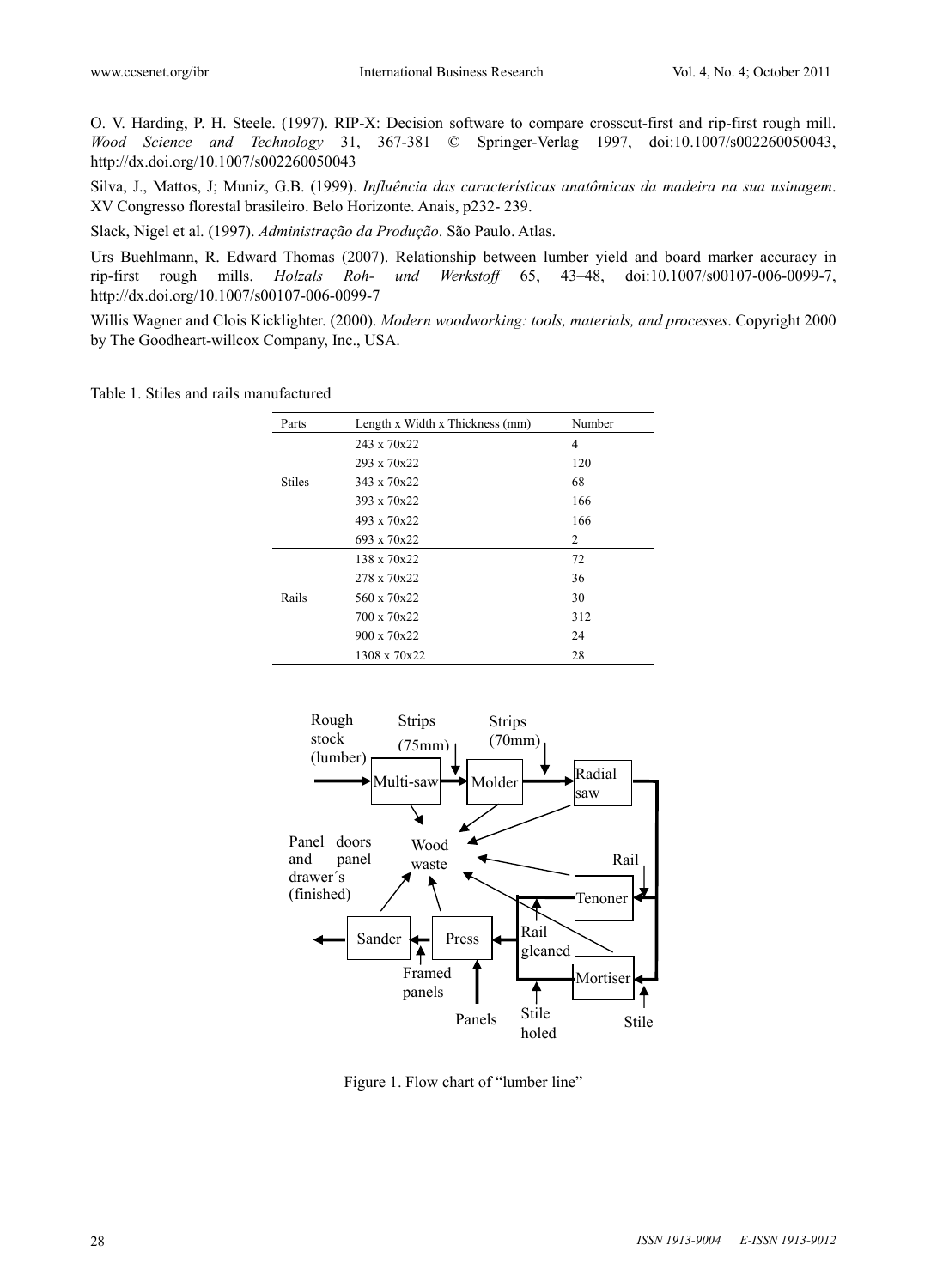O. V. Harding, P. H. Steele. (1997). RIP-X: Decision software to compare crosscut-first and rip-first rough mill. *Wood Science and Technology* 31, 367-381 © Springer-Verlag 1997, doi:10.1007/s002260050043, http://dx.doi.org/10.1007/s002260050043

Silva, J., Mattos, J; Muniz, G.B. (1999). *Influência das características anatômicas da madeira na sua usinagem*. XV Congresso florestal brasileiro. Belo Horizonte. Anais, p232- 239.

Slack, Nigel et al. (1997). *Administração da Produção*. São Paulo. Atlas.

Urs Buehlmann, R. Edward Thomas (2007). Relationship between lumber yield and board marker accuracy in rip-first rough mills. *Holzals Roh- und Werkstoff* 65, 43–48, doi:10.1007/s00107-006-0099-7, http://dx.doi.org/10.1007/s00107-006-0099-7

Willis Wagner and Clois Kicklighter. (2000). *Modern woodworking: tools, materials, and processes*. Copyright 2000 by The Goodheart-willcox Company, Inc., USA.

Table 1. Stiles and rails manufactured

| Parts | Length x Width x Thickness (mm) | Number |
|---|---|---|
| Stiles | 243 x 70x22 | 4 |
| | 293 x 70x22 | 120 |
| | 343 x 70x22 | 68 |
| | 393 x 70x22 | 166 |
| | 493 x 70x22 | 166 |
| | 693 x 70x22 | 2 |
| Rails | 138 x 70x22 | 72 |
| | 278 x 70x22 | 36 |
| | 560 x 70x22 | 30 |
| | 700 x 70x22 | 312 |
| | 900 x 70x22 | 24 |
| | 1308 x 70x22 | 28 |

Rough stock (lumber) | Strips (75mm) | Strips (70mm) | Multi-saw | Molder | Radial saw | Wood waste | Panel doors and panel drawer´s (finished) | Rail | Tenoner | Rail gleaned | Mortiser | Sander | Press | Framed panels | Panels | Stile holed | Stile

Figure 1. Flow chart of "lumber line"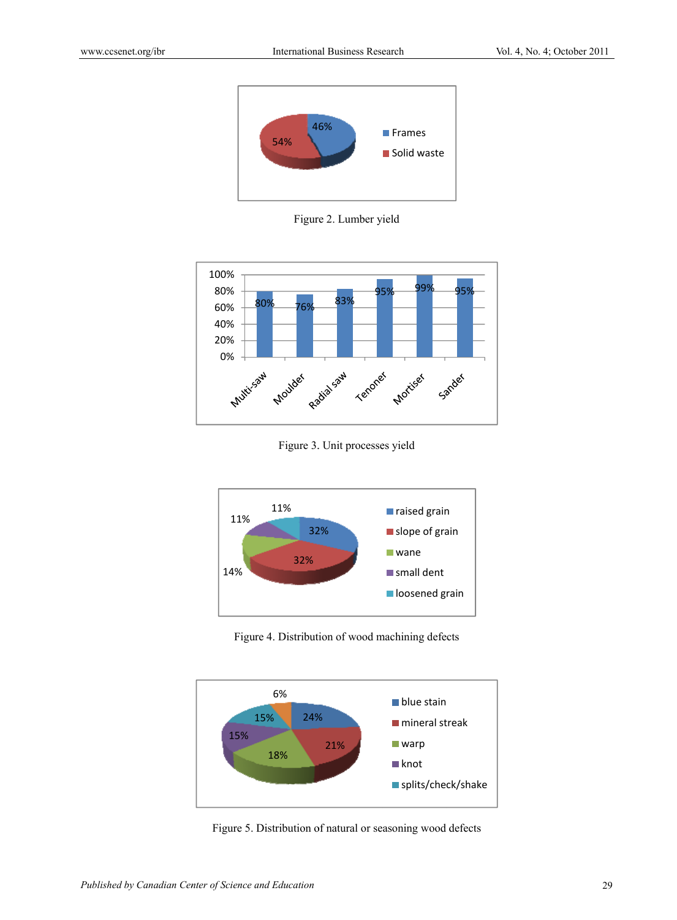46%

54%

Frames

Solid waste

Figure 2. Lumber yield

100%
80%
60%
40%
20%
0%

80%
76%
83%
95%
99%
95%

Multi-saw
Moulder
Radial saw
Tenoner
Mortiser
Sander

Figure 3. Unit processes yield

11%
11%
32%
32%
14%

raised grain
slope of grain
wane
small dent
loosened grain

Figure 4. Distribution of wood machining defects

6%
15%
24%
15%
21%
18%

blue stain
mineral streak
warp
knot
splits/check/shake

Figure 5. Distribution of natural or seasoning wood defects